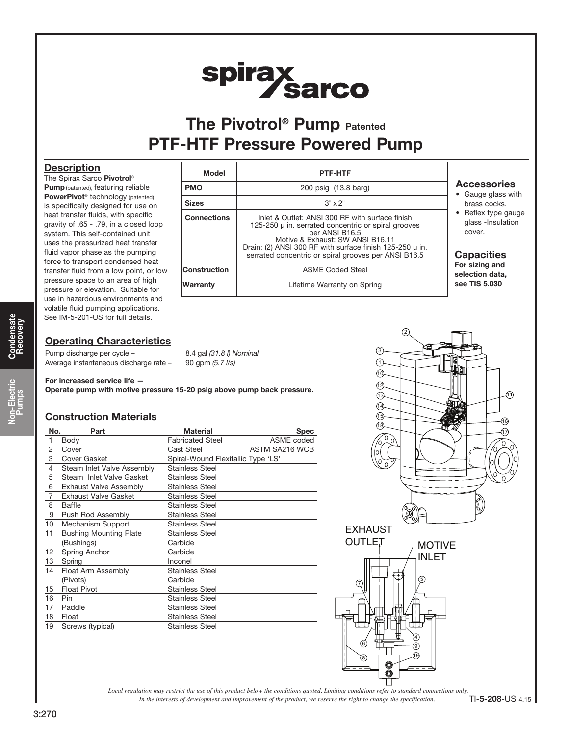# The Pivotrol® Pump Patented
# PTF-HTF Pressure Powered Pump

## Description

The Spirax Sarco **Pivotrol® Pump** (patented), featuring reliable **PowerPivot®** technology (patented) is specifically designed for use on heat transfer fluids, with specific gravity of .65 - .79, in a closed loop system. This self-contained unit uses the pressurized heat transfer fluid vapor phase as the pumping force to transport condensed heat transfer fluid from a low point, or low pressure space to an area of high pressure or elevation. Suitable for use in hazardous environments and volatile fluid pumping applications. See IM-5-201-US for full details.

| Model | PTF-HTF |
|---|---|
| PMO | 200 psig (13.8 barg) |
| Sizes | 3" x 2" |
| Connections | Inlet & Outlet: ANSI 300 RF with surface finish 125-250 µ in. serrated concentric or spiral grooves per ANSI B16.5<br>Motive & Exhaust: SW ANSI B16.11<br>Drain: (2) ANSI 300 RF with surface finish 125-250 µ in. serrated concentric or spiral grooves per ANSI B16.5 |
| Construction | ASME Coded Steel |
| Warranty | Lifetime Warranty on Spring |

## Accessories

- Gauge glass with brass cocks.
- Reflex type gauge glass -Insulation cover.

## Capacities

**For sizing and selection data, see TIS 5.030**

## Operating Characteristics

Pump discharge per cycle – 8.4 gal *(31.8 l) Nominal*
Average instantaneous discharge rate – 90 gpm *(5.7 l/s)*

**For increased service life —**
**Operate pump with motive pressure 15-20 psig above pump back pressure.**

## Construction Materials

| No. | Part | Material | Spec |
|---|---|---|---|
| 1 | Body | Fabricated Steel | ASME coded |
| 2 | Cover | Cast Steel | ASTM SA216 WCB |
| 3 | Cover Gasket | Spiral-Wound Flexitallic Type 'LS' | |
| 4 | Steam Inlet Valve Assembly | Stainless Steel | |
| 5 | Steam Inlet Valve Gasket | Stainless Steel | |
| 6 | Exhaust Valve Assembly | Stainless Steel | |
| 7 | Exhaust Valve Gasket | Stainless Steel | |
| 8 | Baffle | Stainless Steel | |
| 9 | Push Rod Assembly | Stainless Steel | |
| 10 | Mechanism Support | Stainless Steel | |
| 11 | Bushing Mounting Plate | Stainless Steel | |
| | (Bushings) | Carbide | |
| 12 | Spring Anchor | Carbide | |
| 13 | Spring | Inconel | |
| 14 | Float Arm Assembly | Stainless Steel | |
| | (Pivots) | Carbide | |
| 15 | Float Pivot | Stainless Steel | |
| 16 | Pin | Stainless Steel | |
| 17 | Paddle | Stainless Steel | |
| 18 | Float | Stainless Steel | |
| 19 | Screws (typical) | Stainless Steel | |

EXHAUST OUTLET

MOTIVE INLET

*Local regulation may restrict the use of this product below the conditions quoted. Limiting conditions refer to standard connections only.*
*In the interests of development and improvement of the product, we reserve the right to change the specification.*

TI-5-208-US 4.15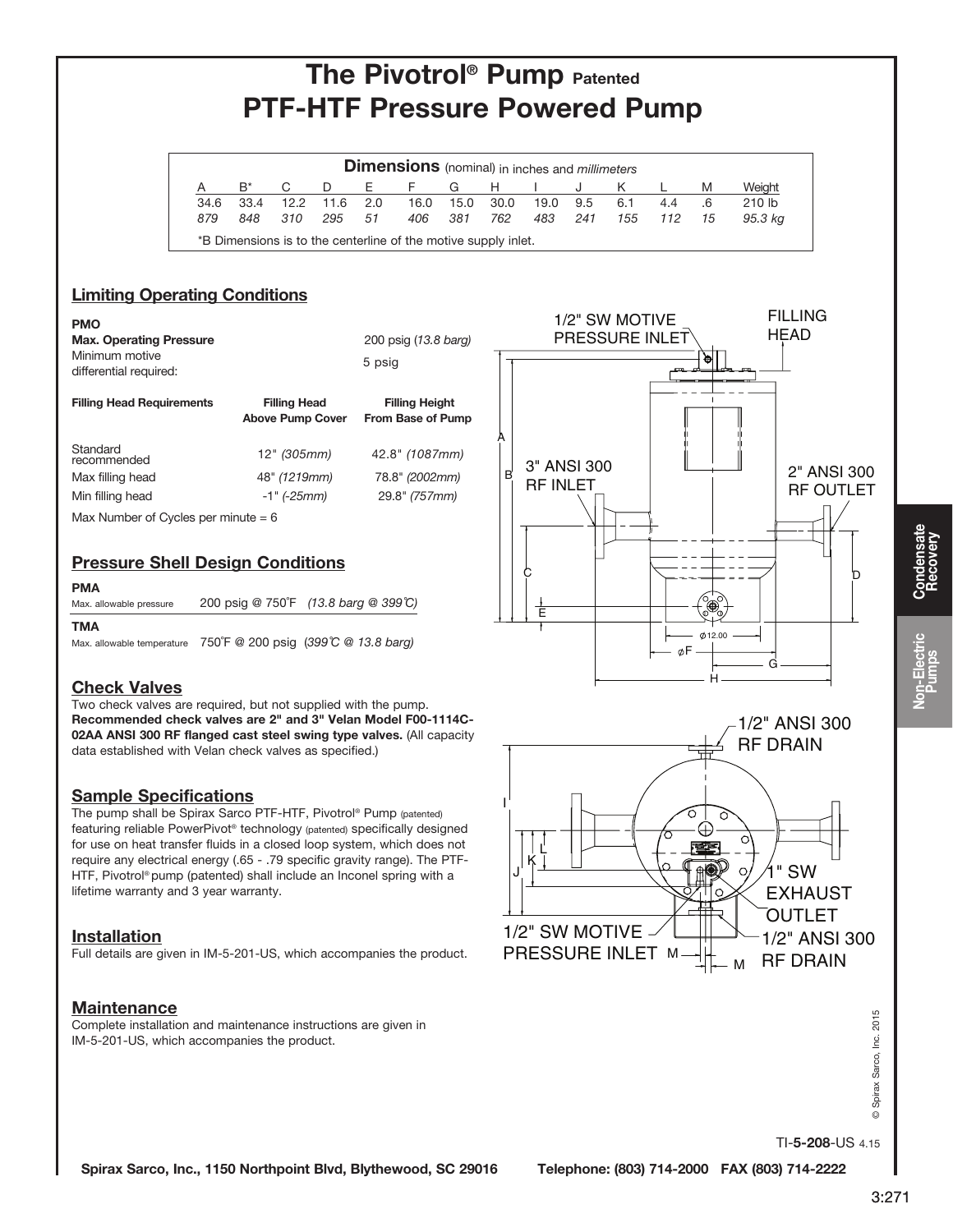# The Pivotrol® Pump Patented
# PTF-HTF Pressure Powered Pump

**Dimensions** (nominal) in inches and *millimeters*

| A | B* | C | D | E | F | G | H | I | J | K | L | M | Weight |
|---|---|---|---|---|---|---|---|---|---|---|---|---|---|
| 34.6 | 33.4 | 12.2 | 11.6 | 2.0 | 16.0 | 15.0 | 30.0 | 19.0 | 9.5 | 6.1 | 4.4 | .6 | 210 lb |
| *879* | *848* | *310* | *295* | *51* | *406* | *381* | *762* | *483* | *241* | *155* | *112* | *15* | *95.3 kg* |

*B Dimensions is to the centerline of the motive supply inlet.

## Limiting Operating Conditions

**PMO**
**Max. Operating Pressure** 200 psig (*13.8 barg*)
Minimum motive differential required: 5 psig

| Filling Head Requirements | Filling Head Above Pump Cover | Filling Height From Base of Pump |
|---|---|---|
| Standard recommended | 12" *(305mm)* | 42.8" *(1087mm)* |
| Max filling head | 48" *(1219mm)* | 78.8" *(2002mm)* |
| Min filling head | -1" *(-25mm)* | 29.8" *(757mm)* |

Max Number of Cycles per minute = 6

## Pressure Shell Design Conditions

**PMA**
Max. allowable pressure 200 psig @ 750˚F *(13.8 barg @ 399˚C)*

**TMA**
Max. allowable temperature 750˚F @ 200 psig (*399˚C @ 13.8 barg)*

## Check Valves

Two check valves are required, but not supplied with the pump. **Recommended check valves are 2" and 3" Velan Model F00-1114C-02AA ANSI 300 RF flanged cast steel swing type valves.** (All capacity data established with Velan check valves as specified.)

## Sample Specifications

The pump shall be Spirax Sarco PTF-HTF, Pivotrol® Pump (patented) featuring reliable PowerPivot® technology (patented) specifically designed for use on heat transfer fluids in a closed loop system, which does not require any electrical energy (.65 - .79 specific gravity range). The PTF-HTF, Pivotrol® pump (patented) shall include an Inconel spring with a lifetime warranty and 3 year warranty.

## Installation

Full details are given in IM-5-201-US, which accompanies the product.

## Maintenance

Complete installation and maintenance instructions are given in IM-5-201-US, which accompanies the product.

1/2" SW MOTIVE PRESSURE INLET
FILLING HEAD
3" ANSI 300 RF INLET
2" ANSI 300 RF OUTLET
A
B
C
D
E
ϕ12.00
ϕF
G
H

1/2" ANSI 300 RF DRAIN
I
L
K
J
1" SW EXHAUST OUTLET
1/2" SW MOTIVE PRESSURE INLET
M
M
1/2" ANSI 300 RF DRAIN

TI-5-208-US 4.15

© Spirax Sarco, Inc. 2015

Spirax Sarco, Inc., 1150 Northpoint Blvd, Blythewood, SC 29016 Telephone: (803) 714-2000 FAX (803) 714-2222